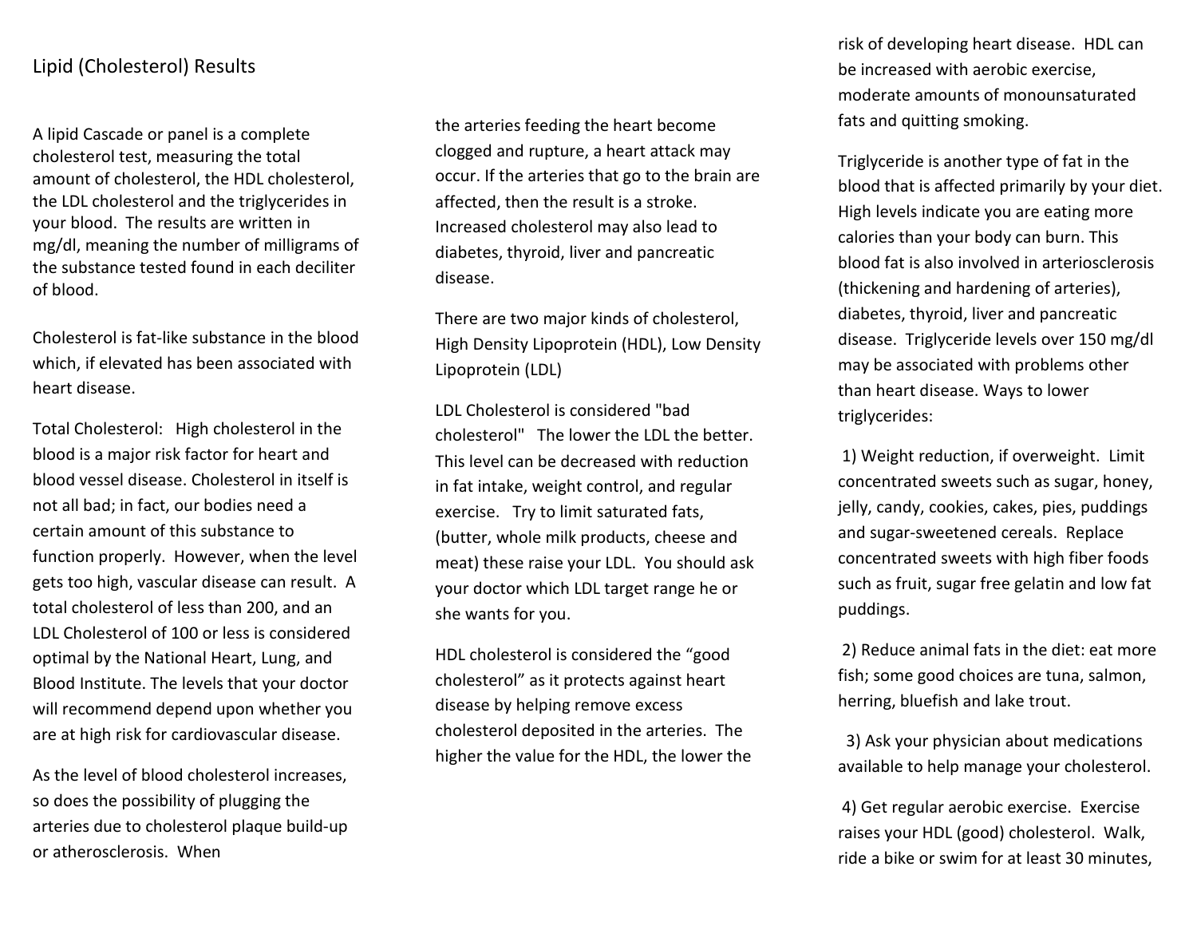# Lipid (Cholesterol) Results

A lipid Cascade or panel is a complete cholesterol test, measuring the total amount of cholesterol, the HDL cholesterol, the LDL cholesterol and the triglycerides in your blood. The results are written in mg/dl, meaning the number of milligrams of the substance tested found in each deciliter of blood.

Cholesterol is fat-like substance in the blood which, if elevated has been associated with heart disease.

Total Cholesterol: High cholesterol in the blood is a major risk factor for heart and blood vessel disease. Cholesterol in itself is not all bad; in fact, our bodies need a certain amount of this substance to function properly. However, when the level gets too high, vascular disease can result. A total cholesterol of less than 200, and an LDL Cholesterol of 100 or less is considered optimal by the National Heart, Lung, and Blood Institute. The levels that your doctor will recommend depend upon whether you are at high risk for cardiovascular disease.

As the level of blood cholesterol increases, so does the possibility of plugging the arteries due to cholesterol plaque build-up or atherosclerosis. When the arteries feeding the heart become clogged and rupture, a heart attack may occur. If the arteries that go to the brain are affected, then the result is a stroke. Increased cholesterol may also lead to diabetes, thyroid, liver and pancreatic disease.

There are two major kinds of cholesterol, High Density Lipoprotein (HDL), Low Density Lipoprotein (LDL)

LDL Cholesterol is considered "bad cholesterol" The lower the LDL the better. This level can be decreased with reduction in fat intake, weight control, and regular exercise. Try to limit saturated fats, (butter, whole milk products, cheese and meat) these raise your LDL. You should ask your doctor which LDL target range he or she wants for you.

HDL cholesterol is considered the "good cholesterol" as it protects against heart disease by helping remove excess cholesterol deposited in the arteries. The higher the value for the HDL, the lower the risk of developing heart disease. HDL can be increased with aerobic exercise, moderate amounts of monounsaturated fats and quitting smoking.

Triglyceride is another type of fat in the blood that is affected primarily by your diet. High levels indicate you are eating more calories than your body can burn. This blood fat is also involved in arteriosclerosis (thickening and hardening of arteries), diabetes, thyroid, liver and pancreatic disease. Triglyceride levels over 150 mg/dl may be associated with problems other than heart disease. Ways to lower triglycerides:

1) Weight reduction, if overweight. Limit concentrated sweets such as sugar, honey, jelly, candy, cookies, cakes, pies, puddings and sugar-sweetened cereals. Replace concentrated sweets with high fiber foods such as fruit, sugar free gelatin and low fat puddings.

2) Reduce animal fats in the diet: eat more fish; some good choices are tuna, salmon, herring, bluefish and lake trout.

3) Ask your physician about medications available to help manage your cholesterol.

4) Get regular aerobic exercise. Exercise raises your HDL (good) cholesterol. Walk, ride a bike or swim for at least 30 minutes,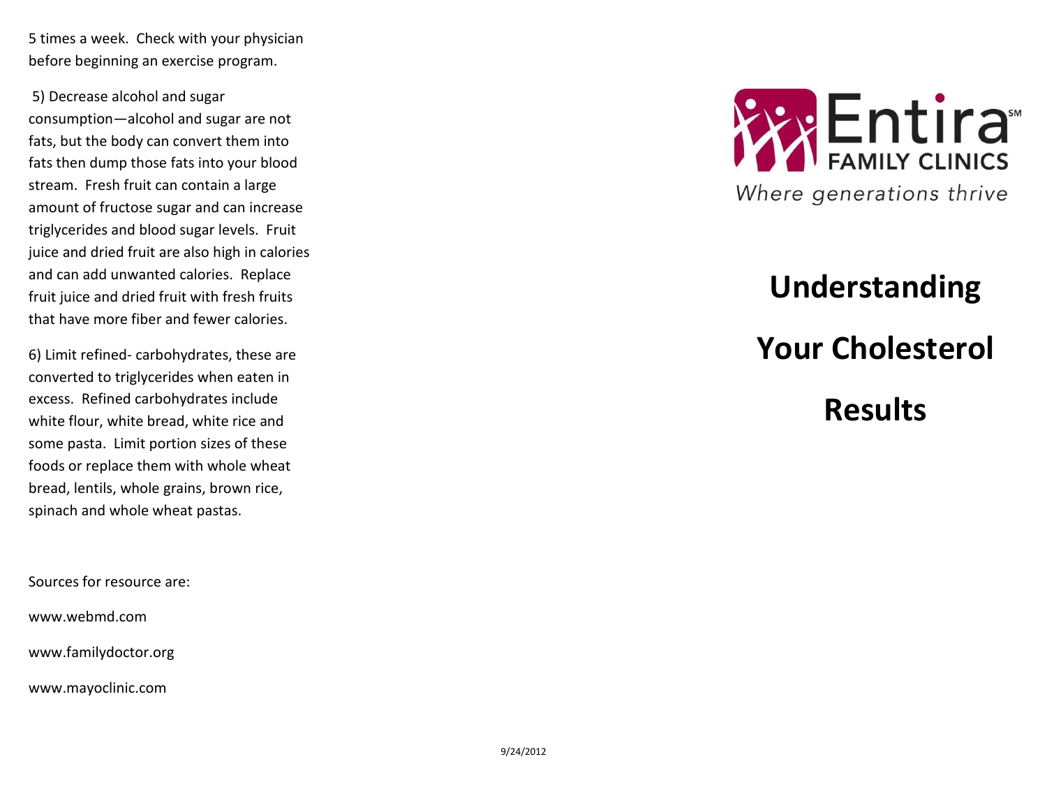5 times a week. Check with your physician before beginning an exercise program.

5) Decrease alcohol and sugar consumption—alcohol and sugar are not fats, but the body can convert them into fats then dump those fats into your blood stream. Fresh fruit can contain a large amount of fructose sugar and can increase triglycerides and blood sugar levels. Fruit juice and dried fruit are also high in calories and can add unwanted calories. Replace fruit juice and dried fruit with fresh fruits that have more fiber and fewer calories.

6) Limit refined- carbohydrates, these are converted to triglycerides when eaten in excess. Refined carbohydrates include white flour, white bread, white rice and some pasta. Limit portion sizes of these foods or replace them with whole wheat bread, lentils, whole grains, brown rice, spinach and whole wheat pastas.

Sources for resource are:

www.webmd.com

www.familydoctor.org

www.mayoclinic.com

Entira℠ FAMILY CLINICS

*Where generations thrive*

# Understanding Your Cholesterol Results

9/24/2012